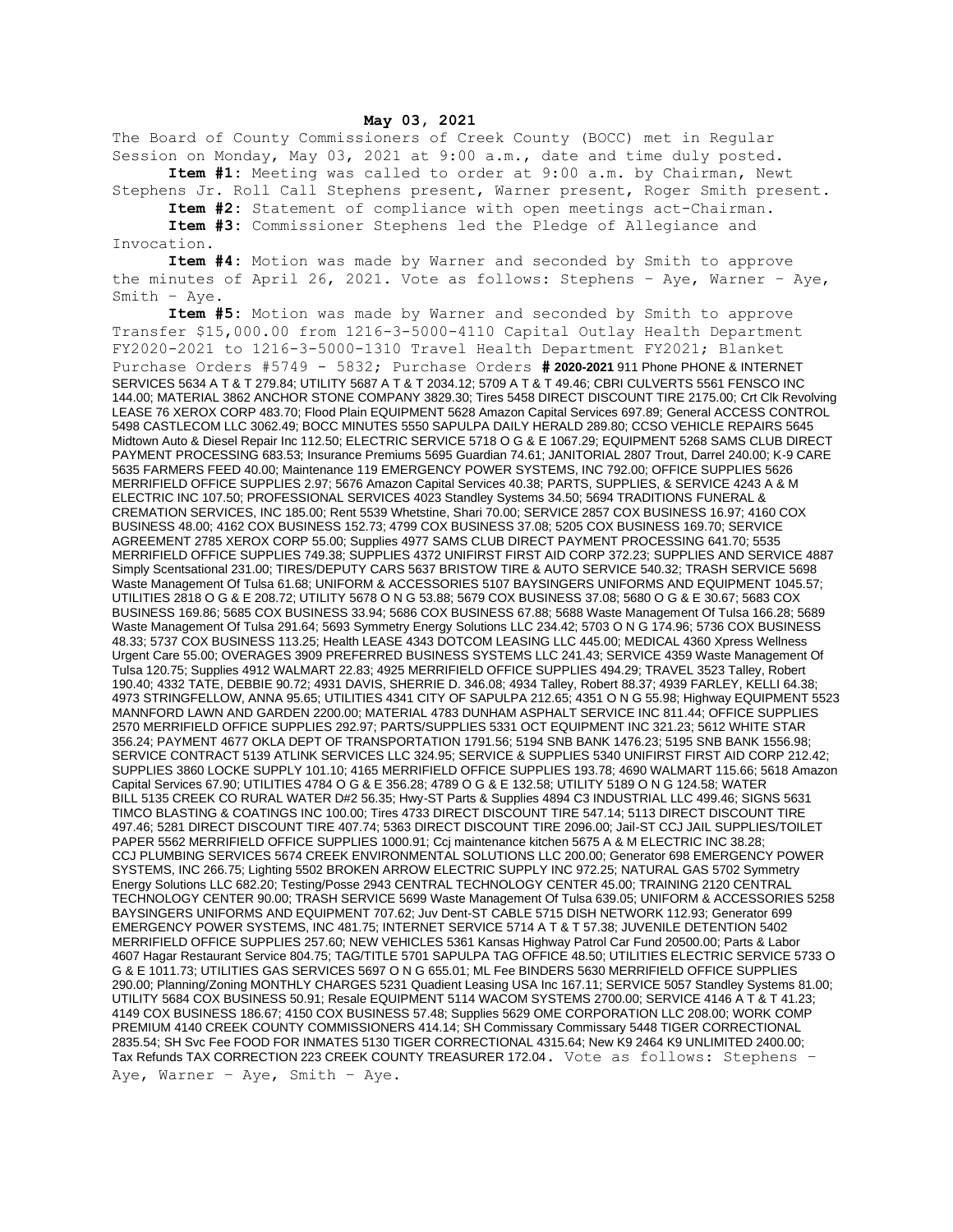**May 03, 2021**

The Board of County Commissioners of Creek County (BOCC) met in Regular Session on Monday, May 03, 2021 at 9:00 a.m., date and time duly posted.

**Item #1:** Meeting was called to order at 9:00 a.m. by Chairman, Newt Stephens Jr. Roll Call Stephens present, Warner present, Roger Smith present.

**Item #2:** Statement of compliance with open meetings act-Chairman.

**Item #3:** Commissioner Stephens led the Pledge of Allegiance and Invocation.

**Item #4:** Motion was made by Warner and seconded by Smith to approve the minutes of April 26, 2021. Vote as follows: Stephens – Aye, Warner – Aye, Smith – Aye.

**Item #5:** Motion was made by Warner and seconded by Smith to approve Transfer $15,000.00 from 1216-3-5000-4110 Capital Outlay Health Department FY2020-2021 to 1216-3-5000-1310 Travel Health Department FY2021; Blanket Purchase Orders #5749 - 5832; Purchase Orders **# 2020-2021** 911 Phone PHONE & INTERNET SERVICES 5634 A T & T 279.84; UTILITY 5687 A T & T 2034.12; 5709 A T & T 49.46; CBRI CULVERTS 5561 FENSCO INC 144.00; MATERIAL 3862 ANCHOR STONE COMPANY 3829.30; Tires 5458 DIRECT DISCOUNT TIRE 2175.00; Crt Clk Revolving LEASE 76 XEROX CORP 483.70; Flood Plain EQUIPMENT 5628 Amazon Capital Services 697.89; General ACCESS CONTROL 5498 CASTLECOM LLC 3062.49; BOCC MINUTES 5550 SAPULPA DAILY HERALD 289.80; CCSO VEHICLE REPAIRS 5645 Midtown Auto & Diesel Repair Inc 112.50; ELECTRIC SERVICE 5718 O G & E 1067.29; EQUIPMENT 5268 SAMS CLUB DIRECT PAYMENT PROCESSING 683.53; Insurance Premiums 5695 Guardian 74.61; JANITORIAL 2807 Trout, Darrel 240.00; K-9 CARE 5635 FARMERS FEED 40.00; Maintenance 119 EMERGENCY POWER SYSTEMS, INC 792.00; OFFICE SUPPLIES 5626 MERRIFIELD OFFICE SUPPLIES 2.97; 5676 Amazon Capital Services 40.38; PARTS, SUPPLIES, & SERVICE 4243 A & M ELECTRIC INC 107.50; PROFESSIONAL SERVICES 4023 Standley Systems 34.50; 5694 TRADITIONS FUNERAL & CREMATION SERVICES, INC 185.00; Rent 5539 Whetstine, Shari 70.00; SERVICE 2857 COX BUSINESS 16.97; 4160 COX BUSINESS 48.00; 4162 COX BUSINESS 152.73; 4799 COX BUSINESS 37.08; 5205 COX BUSINESS 169.70; SERVICE AGREEMENT 2785 XEROX CORP 55.00; Supplies 4977 SAMS CLUB DIRECT PAYMENT PROCESSING 641.70; 5535 MERRIFIELD OFFICE SUPPLIES 749.38; SUPPLIES 4372 UNIFIRST FIRST AID CORP 372.23; SUPPLIES AND SERVICE 4887 Simply Scentsational 231.00; TIRES/DEPUTY CARS 5637 BRISTOW TIRE & AUTO SERVICE 540.32; TRASH SERVICE 5698 Waste Management Of Tulsa 61.68; UNIFORM & ACCESSORIES 5107 BAYSINGERS UNIFORMS AND EQUIPMENT 1045.57; UTILITIES 2818 O G & E 208.72; UTILITY 5678 O N G 53.88; 5679 COX BUSINESS 37.08; 5680 O G & E 30.67; 5683 COX BUSINESS 169.86; 5685 COX BUSINESS 33.94; 5686 COX BUSINESS 67.88; 5688 Waste Management Of Tulsa 166.28; 5689 Waste Management Of Tulsa 291.64; 5693 Symmetry Energy Solutions LLC 234.42; 5703 O N G 174.96; 5736 COX BUSINESS 48.33; 5737 COX BUSINESS 113.25; Health LEASE 4343 DOTCOM LEASING LLC 445.00; MEDICAL 4360 Xpress Wellness Urgent Care 55.00; OVERAGES 3909 PREFERRED BUSINESS SYSTEMS LLC 241.43; SERVICE 4359 Waste Management Of Tulsa 120.75; Supplies 4912 WALMART 22.83; 4925 MERRIFIELD OFFICE SUPPLIES 494.29; TRAVEL 3523 Talley, Robert 190.40; 4332 TATE, DEBBIE 90.72; 4931 DAVIS, SHERRIE D. 346.08; 4934 Talley, Robert 88.37; 4939 FARLEY, KELLI 64.38; 4973 STRINGFELLOW, ANNA 95.65; UTILITIES 4341 CITY OF SAPULPA 212.65; 4351 O N G 55.98; Highway EQUIPMENT 5523 MANNFORD LAWN AND GARDEN 2200.00; MATERIAL 4783 DUNHAM ASPHALT SERVICE INC 811.44; OFFICE SUPPLIES 2570 MERRIFIELD OFFICE SUPPLIES 292.97; PARTS/SUPPLIES 5331 OCT EQUIPMENT INC 321.23; 5612 WHITE STAR 356.24; PAYMENT 4677 OKLA DEPT OF TRANSPORTATION 1791.56; 5194 SNB BANK 1476.23; 5195 SNB BANK 1556.98; SERVICE CONTRACT 5139 ATLINK SERVICES LLC 324.95; SERVICE & SUPPLIES 5340 UNIFIRST FIRST AID CORP 212.42; SUPPLIES 3860 LOCKE SUPPLY 101.10; 4165 MERRIFIELD OFFICE SUPPLIES 193.78; 4690 WALMART 115.66; 5618 Amazon Capital Services 67.90; UTILITIES 4784 O G & E 356.28; 4789 O G & E 132.58; UTILITY 5189 O N G 124.58; WATER BILL 5135 CREEK CO RURAL WATER D#2 56.35; Hwy-ST Parts & Supplies 4894 C3 INDUSTRIAL LLC 499.46; SIGNS 5631 TIMCO BLASTING & COATINGS INC 100.00; Tires 4733 DIRECT DISCOUNT TIRE 547.14; 5113 DIRECT DISCOUNT TIRE 497.46; 5281 DIRECT DISCOUNT TIRE 407.74; 5363 DIRECT DISCOUNT TIRE 2096.00; Jail-ST CCJ JAIL SUPPLIES/TOILET PAPER 5562 MERRIFIELD OFFICE SUPPLIES 1000.91; Ccj maintenance kitchen 5675 A & M ELECTRIC INC 38.28; CCJ PLUMBING SERVICES 5674 CREEK ENVIRONMENTAL SOLUTIONS LLC 200.00; Generator 698 EMERGENCY POWER SYSTEMS, INC 266.75; Lighting 5502 BROKEN ARROW ELECTRIC SUPPLY INC 972.25; NATURAL GAS 5702 Symmetry Energy Solutions LLC 682.20; Testing/Posse 2943 CENTRAL TECHNOLOGY CENTER 45.00; TRAINING 2120 CENTRAL TECHNOLOGY CENTER 90.00; TRASH SERVICE 5699 Waste Management Of Tulsa 639.05; UNIFORM & ACCESSORIES 5258 BAYSINGERS UNIFORMS AND EQUIPMENT 707.62; Juv Dent-ST CABLE 5715 DISH NETWORK 112.93; Generator 699 EMERGENCY POWER SYSTEMS, INC 481.75; INTERNET SERVICE 5714 A T & T 57.38; JUVENILE DETENTION 5402 MERRIFIELD OFFICE SUPPLIES 257.60; NEW VEHICLES 5361 Kansas Highway Patrol Car Fund 20500.00; Parts & Labor 4607 Hagar Restaurant Service 804.75; TAG/TITLE 5701 SAPULPA TAG OFFICE 48.50; UTILITIES ELECTRIC SERVICE 5733 O G & E 1011.73; UTILITIES GAS SERVICES 5697 O N G 655.01; ML Fee BINDERS 5630 MERRIFIELD OFFICE SUPPLIES 290.00; Planning/Zoning MONTHLY CHARGES 5231 Quadient Leasing USA Inc 167.11; SERVICE 5057 Standley Systems 81.00; UTILITY 5684 COX BUSINESS 50.91; Resale EQUIPMENT 5114 WACOM SYSTEMS 2700.00; SERVICE 4146 A T & T 41.23; 4149 COX BUSINESS 186.67; 4150 COX BUSINESS 57.48; Supplies 5629 OME CORPORATION LLC 208.00; WORK COMP PREMIUM 4140 CREEK COUNTY COMMISSIONERS 414.14; SH Commissary Commissary 5448 TIGER CORRECTIONAL 2835.54; SH Svc Fee FOOD FOR INMATES 5130 TIGER CORRECTIONAL 4315.64; New K9 2464 K9 UNLIMITED 2400.00; Tax Refunds TAX CORRECTION 223 CREEK COUNTY TREASURER 172.04. Vote as follows: Stephens – Aye, Warner – Aye, Smith – Aye.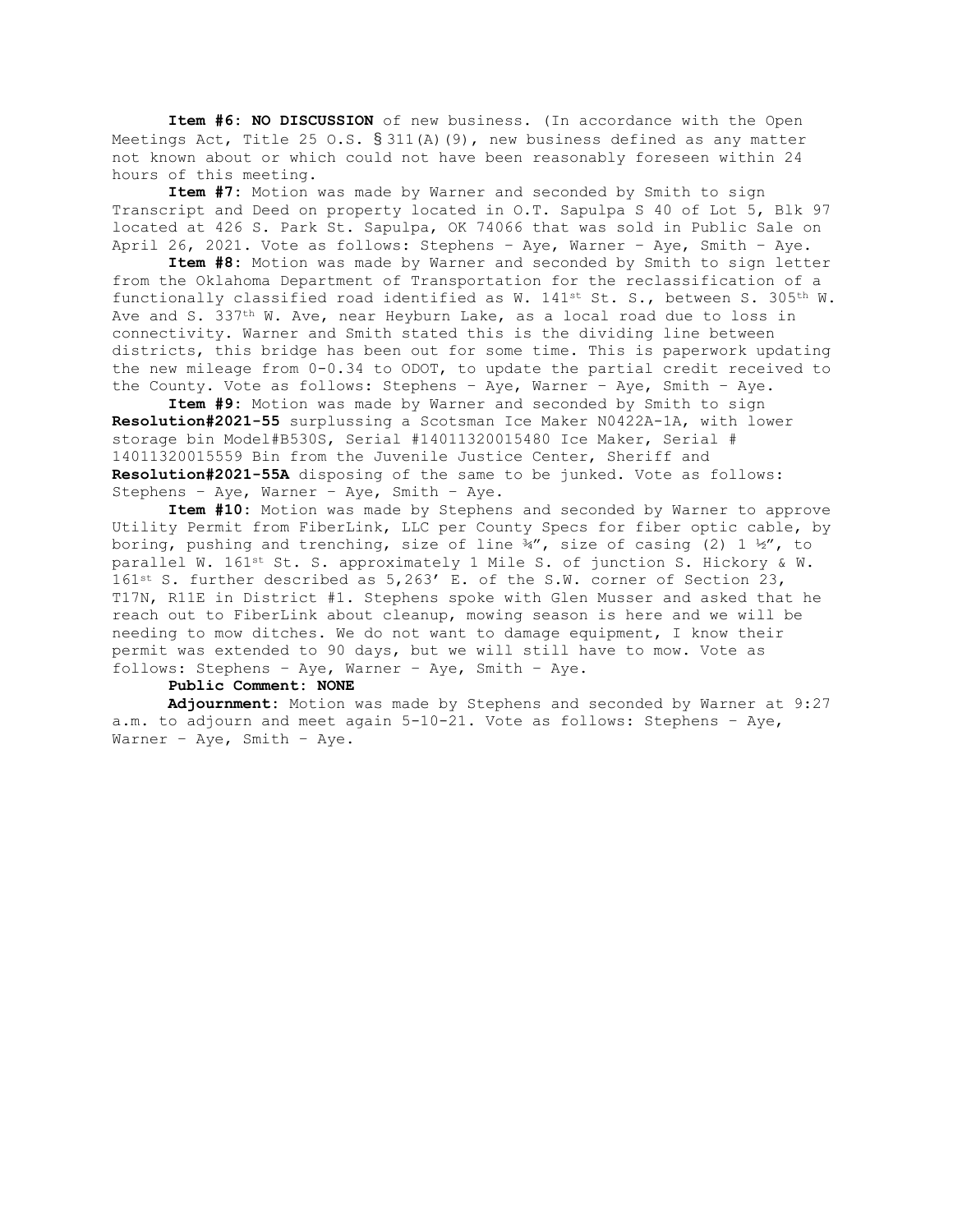**Item #6: NO DISCUSSION** of new business. (In accordance with the Open Meetings Act, Title 25 O.S. § 311(A)(9), new business defined as any matter not known about or which could not have been reasonably foreseen within 24 hours of this meeting.

**Item #7:** Motion was made by Warner and seconded by Smith to sign Transcript and Deed on property located in O.T. Sapulpa S 40 of Lot 5, Blk 97 located at 426 S. Park St. Sapulpa, OK 74066 that was sold in Public Sale on April 26, 2021. Vote as follows: Stephens – Aye, Warner – Aye, Smith – Aye.

**Item #8:** Motion was made by Warner and seconded by Smith to sign letter from the Oklahoma Department of Transportation for the reclassification of a functionally classified road identified as W. 141st St. S., between S. 305th W. Ave and S. 337th W. Ave, near Heyburn Lake, as a local road due to loss in connectivity. Warner and Smith stated this is the dividing line between districts, this bridge has been out for some time. This is paperwork updating the new mileage from 0-0.34 to ODOT, to update the partial credit received to the County. Vote as follows: Stephens – Aye, Warner – Aye, Smith – Aye.

**Item #9:** Motion was made by Warner and seconded by Smith to sign **Resolution#2021-55** surplussing a Scotsman Ice Maker N0422A-1A, with lower storage bin Model#B530S, Serial #14011320015480 Ice Maker, Serial # 14011320015559 Bin from the Juvenile Justice Center, Sheriff and **Resolution#2021-55A** disposing of the same to be junked. Vote as follows: Stephens – Aye, Warner – Aye, Smith – Aye.

**Item #10:** Motion was made by Stephens and seconded by Warner to approve Utility Permit from FiberLink, LLC per County Specs for fiber optic cable, by boring, pushing and trenching, size of line ¾", size of casing (2) 1 ½", to parallel W. 161st St. S. approximately 1 Mile S. of junction S. Hickory & W. 161st S. further described as 5,263' E. of the S.W. corner of Section 23, T17N, R11E in District #1. Stephens spoke with Glen Musser and asked that he reach out to FiberLink about cleanup, mowing season is here and we will be needing to mow ditches. We do not want to damage equipment, I know their permit was extended to 90 days, but we will still have to mow. Vote as follows: Stephens – Aye, Warner – Aye, Smith – Aye.

**Public Comment: NONE**

**Adjournment:** Motion was made by Stephens and seconded by Warner at 9:27 a.m. to adjourn and meet again 5-10-21. Vote as follows: Stephens – Aye, Warner – Aye, Smith – Aye.